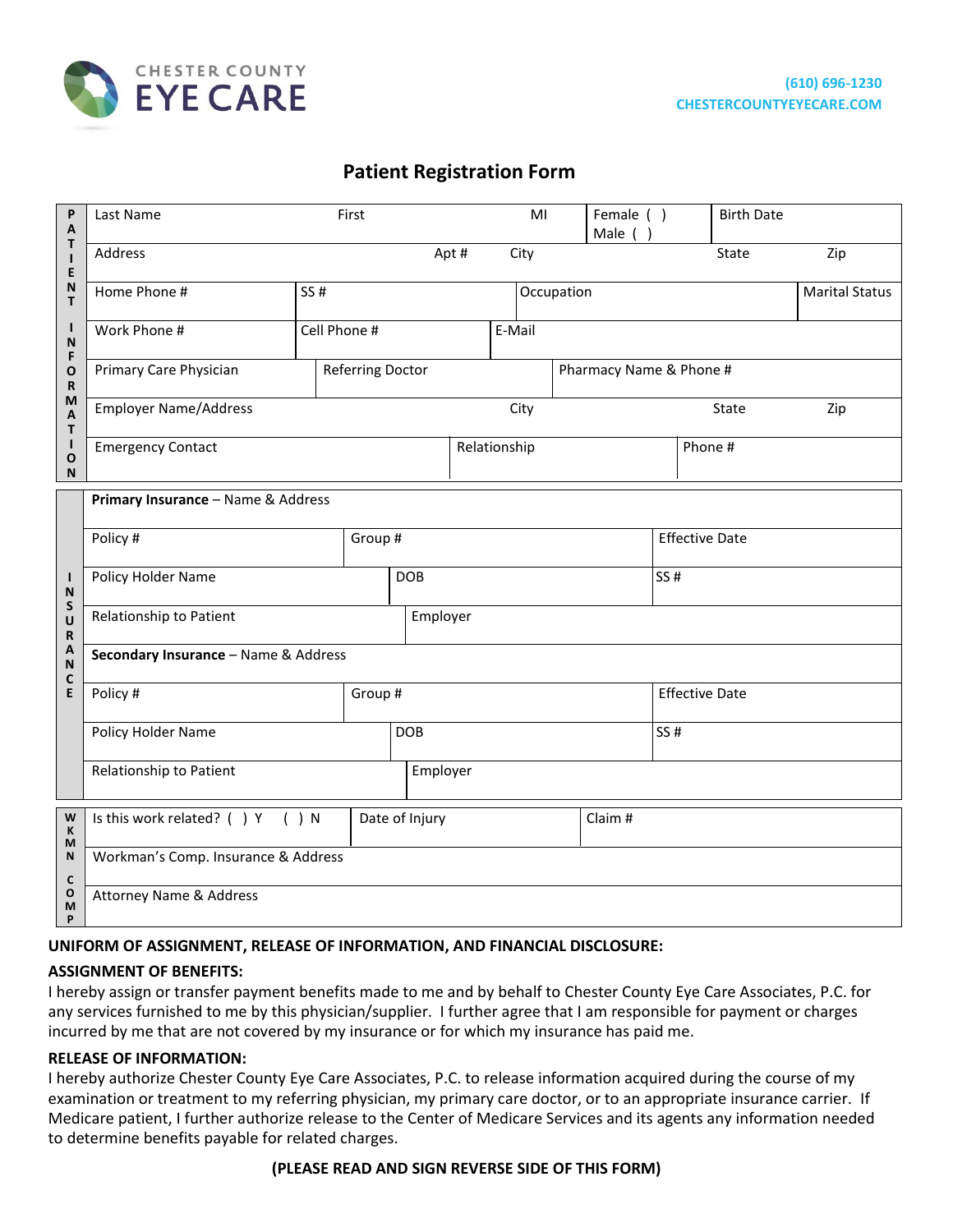CHESTER COUNTY
# EYE CARE

(610) 696-1230
CHESTERCOUNTYEYECARE.COM

## Patient Registration Form

**PATIENT INFORMATION**

| Last Name | First | MI | Female ( ) Male ( ) | Birth Date |
|---|---|---|---|---|

| Address | Apt # | City | State | Zip |
|---|---|---|---|---|

| Home Phone # | SS # | Occupation | Marital Status |
|---|---|---|---|

| Work Phone # | Cell Phone # | E-Mail |
|---|---|---|

| Primary Care Physician | Referring Doctor | Pharmacy Name & Phone # |
|---|---|---|

| Employer Name/Address | City | State | Zip |
|---|---|---|---|

| Emergency Contact | Relationship | Phone # |
|---|---|---|

**INSURANCE**

| **Primary Insurance** – Name & Address | | |
|---|---|---|
| Policy # | Group # | Effective Date |
| Policy Holder Name | DOB | SS # |
| Relationship to Patient | Employer | |
| **Secondary Insurance** – Name & Address | | |
| Policy # | Group # | Effective Date |
| Policy Holder Name | DOB | SS # |
| Relationship to Patient | Employer | |

**WKMN COMP**

| Is this work related? ( ) Y ( ) N | Date of Injury | Claim # |
|---|---|---|
| Workman's Comp. Insurance & Address | | |
| Attorney Name & Address | | |

**UNIFORM OF ASSIGNMENT, RELEASE OF INFORMATION, AND FINANCIAL DISCLOSURE:**

**ASSIGNMENT OF BENEFITS:**

I hereby assign or transfer payment benefits made to me and by behalf to Chester County Eye Care Associates, P.C. for any services furnished to me by this physician/supplier. I further agree that I am responsible for payment or charges incurred by me that are not covered by my insurance or for which my insurance has paid me.

**RELEASE OF INFORMATION:**

I hereby authorize Chester County Eye Care Associates, P.C. to release information acquired during the course of my examination or treatment to my referring physician, my primary care doctor, or to an appropriate insurance carrier. If Medicare patient, I further authorize release to the Center of Medicare Services and its agents any information needed to determine benefits payable for related charges.

**(PLEASE READ AND SIGN REVERSE SIDE OF THIS FORM)**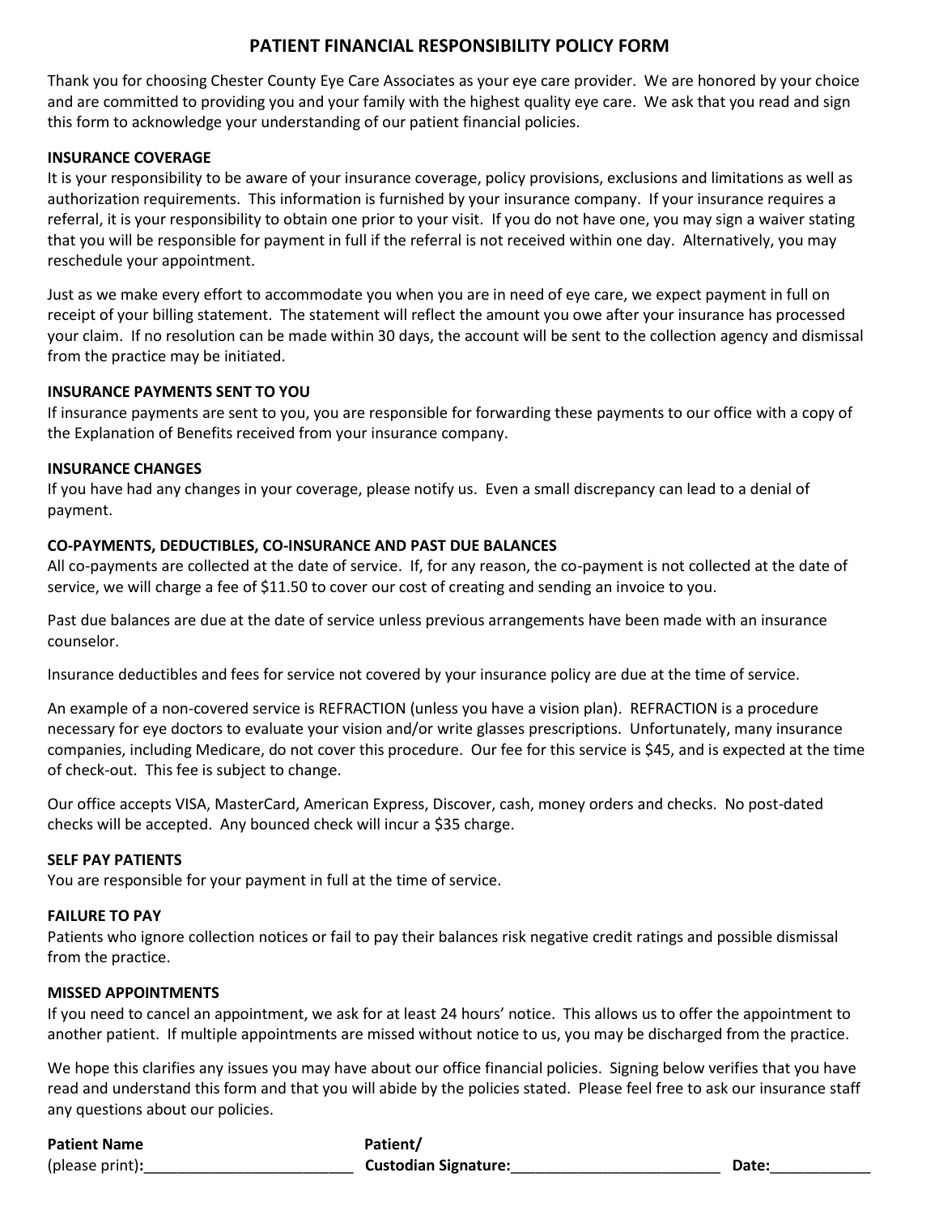# PATIENT FINANCIAL RESPONSIBILITY POLICY FORM

Thank you for choosing Chester County Eye Care Associates as your eye care provider. We are honored by your choice and are committed to providing you and your family with the highest quality eye care. We ask that you read and sign this form to acknowledge your understanding of our patient financial policies.

**INSURANCE COVERAGE**

It is your responsibility to be aware of your insurance coverage, policy provisions, exclusions and limitations as well as authorization requirements. This information is furnished by your insurance company. If your insurance requires a referral, it is your responsibility to obtain one prior to your visit. If you do not have one, you may sign a waiver stating that you will be responsible for payment in full if the referral is not received within one day. Alternatively, you may reschedule your appointment.

Just as we make every effort to accommodate you when you are in need of eye care, we expect payment in full on receipt of your billing statement. The statement will reflect the amount you owe after your insurance has processed your claim. If no resolution can be made within 30 days, the account will be sent to the collection agency and dismissal from the practice may be initiated.

**INSURANCE PAYMENTS SENT TO YOU**

If insurance payments are sent to you, you are responsible for forwarding these payments to our office with a copy of the Explanation of Benefits received from your insurance company.

**INSURANCE CHANGES**

If you have had any changes in your coverage, please notify us. Even a small discrepancy can lead to a denial of payment.

**CO-PAYMENTS, DEDUCTIBLES, CO-INSURANCE AND PAST DUE BALANCES**

All co-payments are collected at the date of service. If, for any reason, the co-payment is not collected at the date of service, we will charge a fee of $11.50 to cover our cost of creating and sending an invoice to you.

Past due balances are due at the date of service unless previous arrangements have been made with an insurance counselor.

Insurance deductibles and fees for service not covered by your insurance policy are due at the time of service.

An example of a non-covered service is REFRACTION (unless you have a vision plan). REFRACTION is a procedure necessary for eye doctors to evaluate your vision and/or write glasses prescriptions. Unfortunately, many insurance companies, including Medicare, do not cover this procedure. Our fee for this service is $45, and is expected at the time of check-out. This fee is subject to change.

Our office accepts VISA, MasterCard, American Express, Discover, cash, money orders and checks. No post-dated checks will be accepted. Any bounced check will incur a $35 charge.

**SELF PAY PATIENTS**

You are responsible for your payment in full at the time of service.

**FAILURE TO PAY**

Patients who ignore collection notices or fail to pay their balances risk negative credit ratings and possible dismissal from the practice.

**MISSED APPOINTMENTS**

If you need to cancel an appointment, we ask for at least 24 hours' notice. This allows us to offer the appointment to another patient. If multiple appointments are missed without notice to us, you may be discharged from the practice.

We hope this clarifies any issues you may have about our office financial policies. Signing below verifies that you have read and understand this form and that you will abide by the policies stated. Please feel free to ask our insurance staff any questions about our policies.

**Patient Name** (please print)**:**_________________________ **Patient/ Custodian Signature:**_________________________ **Date:**____________